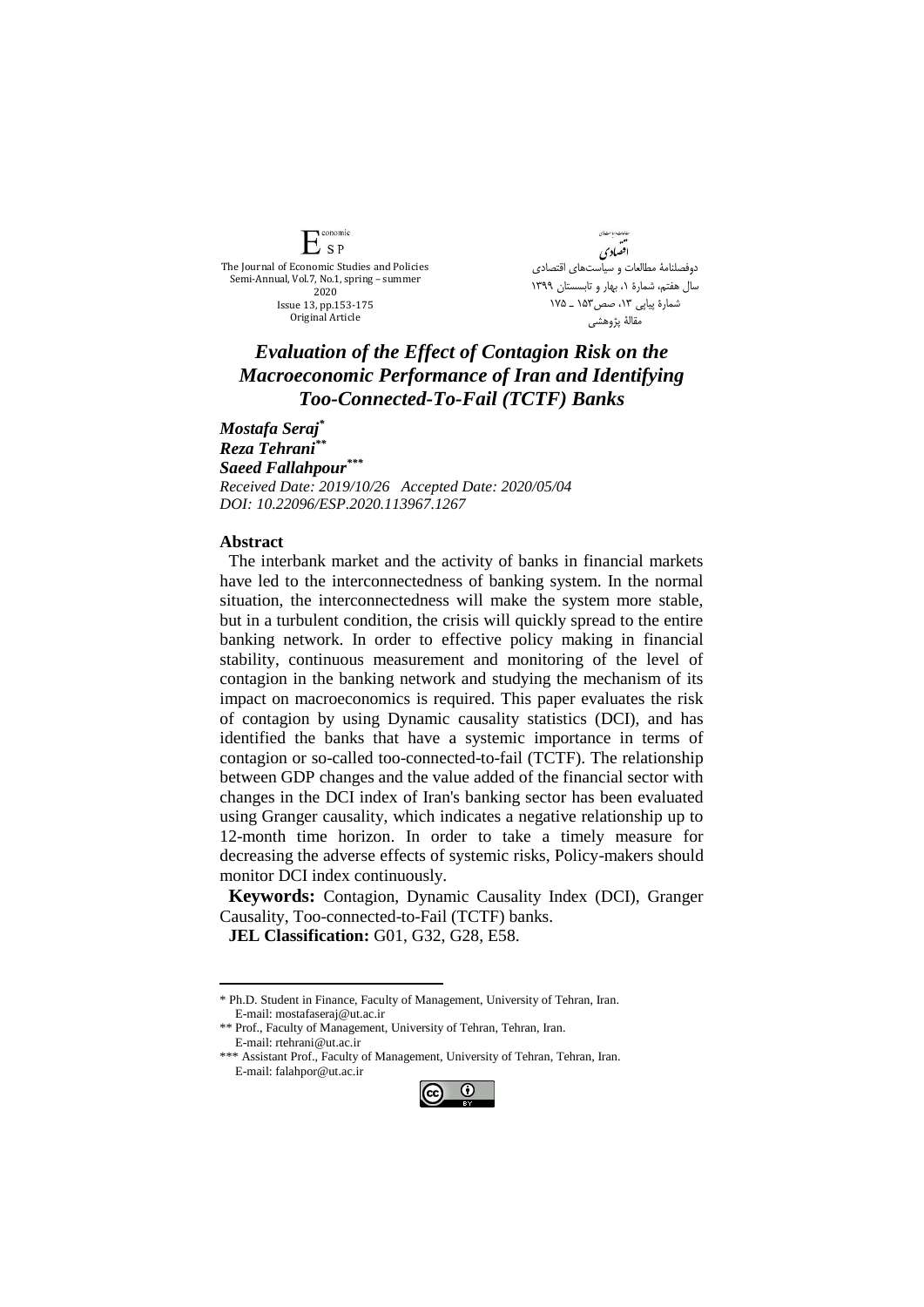# *Evaluation of the Effect of Contagion Risk on the Macroeconomic Performance of Iran and Identifying Too-Connected-To-Fail (TCTF) Banks*

***Mostafa Seraj*** [*]
***Reza Tehrani*** [**]
***Saeed Fallahpour*** [***]

*Received Date: 2019/10/26 Accepted Date: 2020/05/04*
*DOI: 10.22096/ESP.2020.113967.1267*

## Abstract

The interbank market and the activity of banks in financial markets have led to the interconnectedness of banking system. In the normal situation, the interconnectedness will make the system more stable, but in a turbulent condition, the crisis will quickly spread to the entire banking network. In order to effective policy making in financial stability, continuous measurement and monitoring of the level of contagion in the banking network and studying the mechanism of its impact on macroeconomics is required. This paper evaluates the risk of contagion by using Dynamic causality statistics (DCI), and has identified the banks that have a systemic importance in terms of contagion or so-called too-connected-to-fail (TCTF). The relationship between GDP changes and the value added of the financial sector with changes in the DCI index of Iran's banking sector has been evaluated using Granger causality, which indicates a negative relationship up to 12-month time horizon. In order to take a timely measure for decreasing the adverse effects of systemic risks, Policy-makers should monitor DCI index continuously.

**Keywords:** Contagion, Dynamic Causality Index (DCI), Granger Causality, Too-connected-to-Fail (TCTF) banks.

**JEL Classification:** G01, G32, G28, E58.

---

\* Ph.D. Student in Finance, Faculty of Management, University of Tehran, Iran. E-mail: mostafaseraj@ut.ac.ir

\*\* Prof., Faculty of Management, University of Tehran, Tehran, Iran. E-mail: rtehrani@ut.ac.ir

\*\*\* Assistant Prof., Faculty of Management, University of Tehran, Tehran, Iran. E-mail: falahpor@ut.ac.ir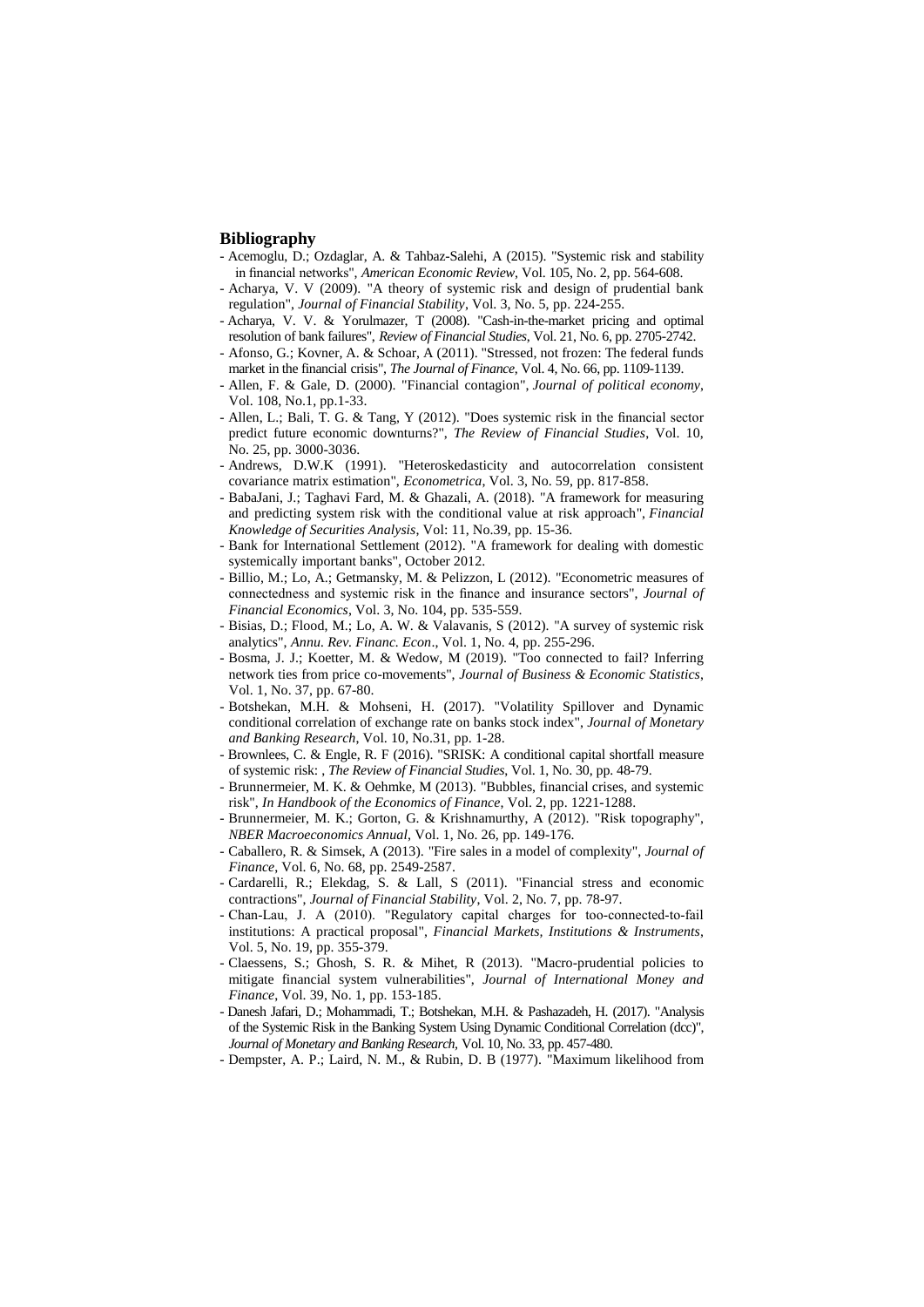## Bibliography

- Acemoglu, D.; Ozdaglar, A. & Tahbaz-Salehi, A (2015). "Systemic risk and stability in financial networks", *American Economic Review*, Vol. 105, No. 2, pp. 564-608.
- Acharya, V. V (2009). "A theory of systemic risk and design of prudential bank regulation", *Journal of Financial Stability*, Vol. 3, No. 5, pp. 224-255.
- Acharya, V. V. & Yorulmazer, T (2008). "Cash-in-the-market pricing and optimal resolution of bank failures", *Review of Financial Studies*, Vol. 21, No. 6, pp. 2705-2742.
- Afonso, G.; Kovner, A. & Schoar, A (2011). "Stressed, not frozen: The federal funds market in the financial crisis", *The Journal of Finance*, Vol. 4, No. 66, pp. 1109-1139.
- Allen, F. & Gale, D. (2000). "Financial contagion", *Journal of political economy*, Vol. 108, No.1, pp.1-33.
- Allen, L.; Bali, T. G. & Tang, Y (2012). "Does systemic risk in the financial sector predict future economic downturns?", *The Review of Financial Studies*, Vol. 10, No. 25, pp. 3000-3036.
- Andrews, D.W.K (1991). "Heteroskedasticity and autocorrelation consistent covariance matrix estimation", *Econometrica*, Vol. 3, No. 59, pp. 817-858.
- BabaJani, J.; Taghavi Fard, M. & Ghazali, A. (2018). "A framework for measuring and predicting system risk with the conditional value at risk approach", *Financial Knowledge of Securities Analysis*, Vol: 11, No.39, pp. 15-36.
- Bank for International Settlement (2012). "A framework for dealing with domestic systemically important banks", October 2012.
- Billio, M.; Lo, A.; Getmansky, M. & Pelizzon, L (2012). "Econometric measures of connectedness and systemic risk in the finance and insurance sectors", *Journal of Financial Economics*, Vol. 3, No. 104, pp. 535-559.
- Bisias, D.; Flood, M.; Lo, A. W. & Valavanis, S (2012). "A survey of systemic risk analytics", *Annu. Rev. Financ. Econ*., Vol. 1, No. 4, pp. 255-296.
- Bosma, J. J.; Koetter, M. & Wedow, M (2019). "Too connected to fail? Inferring network ties from price co-movements", *Journal of Business & Economic Statistics*, Vol. 1, No. 37, pp. 67-80.
- Botshekan, M.H. & Mohseni, H. (2017). "Volatility Spillover and Dynamic conditional correlation of exchange rate on banks stock index", *Journal of Monetary and Banking Research*, Vol. 10, No.31, pp. 1-28.
- Brownlees, C. & Engle, R. F (2016). "SRISK: A conditional capital shortfall measure of systemic risk: , *The Review of Financial Studies*, Vol. 1, No. 30, pp. 48-79.
- Brunnermeier, M. K. & Oehmke, M (2013). "Bubbles, financial crises, and systemic risk", *In Handbook of the Economics of Finance*, Vol. 2, pp. 1221-1288.
- Brunnermeier, M. K.; Gorton, G. & Krishnamurthy, A (2012). "Risk topography", *NBER Macroeconomics Annual*, Vol. 1, No. 26, pp. 149-176.
- Caballero, R. & Simsek, A (2013). "Fire sales in a model of complexity", *Journal of Finance*, Vol. 6, No. 68, pp. 2549-2587.
- Cardarelli, R.; Elekdag, S. & Lall, S (2011). "Financial stress and economic contractions", *Journal of Financial Stability*, Vol. 2, No. 7, pp. 78-97.
- Chan-Lau, J. A (2010). "Regulatory capital charges for too-connected-to-fail institutions: A practical proposal", *Financial Markets, Institutions & Instruments*, Vol. 5, No. 19, pp. 355-379.
- Claessens, S.; Ghosh, S. R. & Mihet, R (2013). "Macro-prudential policies to mitigate financial system vulnerabilities", *Journal of International Money and Finance*, Vol. 39, No. 1, pp. 153-185.
- Danesh Jafari, D.; Mohammadi, T.; Botshekan, M.H. & Pashazadeh, H. (2017). "Analysis of the Systemic Risk in the Banking System Using Dynamic Conditional Correlation (dcc)", *Journal of Monetary and Banking Research*, Vol. 10, No. 33, pp. 457-480.
- Dempster, A. P.; Laird, N. M., & Rubin, D. B (1977). "Maximum likelihood from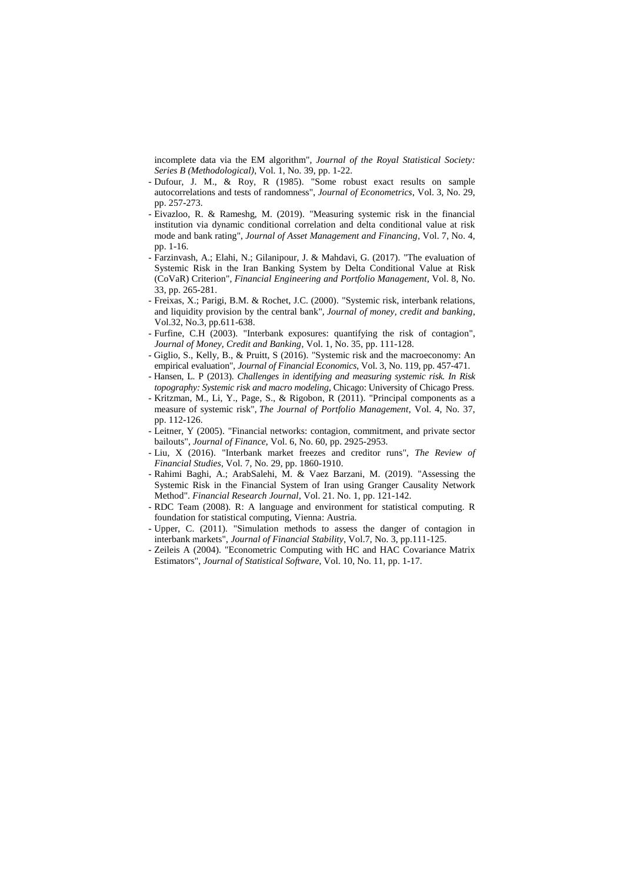incomplete data via the EM algorithm", *Journal of the Royal Statistical Society: Series B (Methodological)*, Vol. 1, No. 39, pp. 1-22.

- Dufour, J. M., & Roy, R (1985). "Some robust exact results on sample autocorrelations and tests of randomness", *Journal of Econometrics*, Vol. 3, No. 29, pp. 257-273.
- Eivazloo, R. & Rameshg, M. (2019). "Measuring systemic risk in the financial institution via dynamic conditional correlation and delta conditional value at risk mode and bank rating", *Journal of Asset Management and Financing*, Vol. 7, No. 4, pp. 1-16.
- Farzinvash, A.; Elahi, N.; Gilanipour, J. & Mahdavi, G. (2017). "The evaluation of Systemic Risk in the Iran Banking System by Delta Conditional Value at Risk (CoVaR) Criterion", *Financial Engineering and Portfolio Management*, Vol. 8, No. 33, pp. 265-281.
- Freixas, X.; Parigi, B.M. & Rochet, J.C. (2000). "Systemic risk, interbank relations, and liquidity provision by the central bank", *Journal of money, credit and banking*, Vol.32, No.3, pp.611-638.
- Furfine, C.H (2003). "Interbank exposures: quantifying the risk of contagion", *Journal of Money, Credit and Banking*, Vol. 1, No. 35, pp. 111-128.
- Giglio, S., Kelly, B., & Pruitt, S (2016). "Systemic risk and the macroeconomy: An empirical evaluation", *Journal of Financial Economics*, Vol. 3, No. 119, pp. 457-471.
- Hansen, L. P (2013). *Challenges in identifying and measuring systemic risk. In Risk topography: Systemic risk and macro modeling*, Chicago: University of Chicago Press.
- Kritzman, M., Li, Y., Page, S., & Rigobon, R (2011). "Principal components as a measure of systemic risk", *The Journal of Portfolio Management*, Vol. 4, No. 37, pp. 112-126.
- Leitner, Y (2005). "Financial networks: contagion, commitment, and private sector bailouts", *Journal of Finance*, Vol. 6, No. 60, pp. 2925-2953.
- Liu, X (2016). "Interbank market freezes and creditor runs", *The Review of Financial Studies*, Vol. 7, No. 29, pp. 1860-1910.
- Rahimi Baghi, A.; ArabSalehi, M. & Vaez Barzani, M. (2019). "Assessing the Systemic Risk in the Financial System of Iran using Granger Causality Network Method". *Financial Research Journal*, Vol. 21. No. 1, pp. 121-142.
- RDC Team (2008). R: A language and environment for statistical computing. R foundation for statistical computing, Vienna: Austria.
- Upper, C. (2011). "Simulation methods to assess the danger of contagion in interbank markets", *Journal of Financial Stability*, Vol.7, No. 3, pp.111-125.
- Zeileis A (2004). "Econometric Computing with HC and HAC Covariance Matrix Estimators", *Journal of Statistical Software*, Vol. 10, No. 11, pp. 1-17.